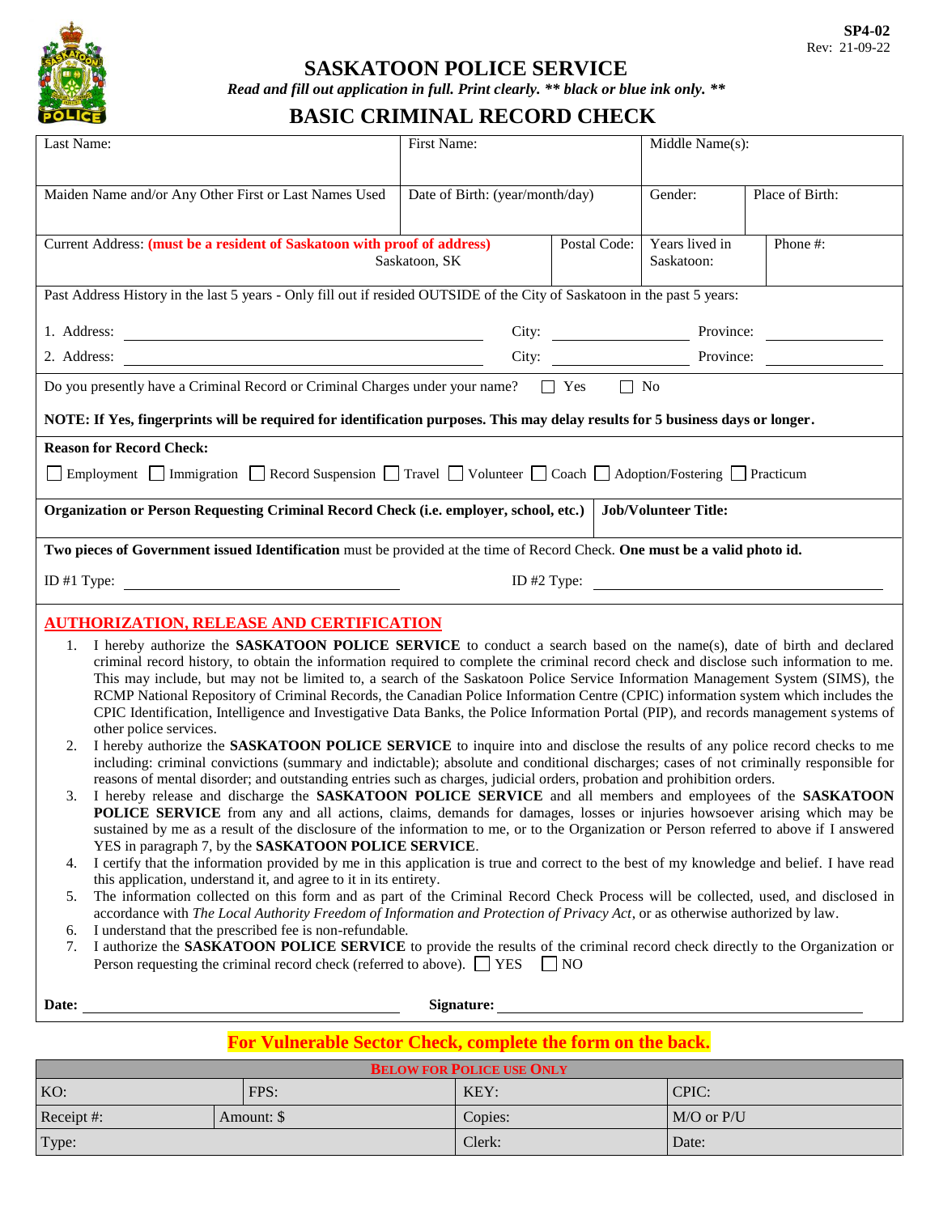SP4-02
Rev: 21-09-22

# SASKATOON POLICE SERVICE

***Read and fill out application in full. Print clearly. ** black or blue ink only. ****

## BASIC CRIMINAL RECORD CHECK

| Last Name: | First Name: | Middle Name(s): | |
|---|---|---|---|
| Maiden Name and/or Any Other First or Last Names Used | Date of Birth: (year/month/day) | Gender: | Place of Birth: |

| Current Address: **(must be a resident of Saskatoon with proof of address)** Saskatoon, SK | Postal Code: | Years lived in Saskatoon: | Phone #: |
|---|---|---|---|

Past Address History in the last 5 years - Only fill out if resided OUTSIDE of the City of Saskatoon in the past 5 years:

1. Address: ______________________ City: ____________ Province: ____________
2. Address: ______________________ City: ____________ Province: ____________

Do you presently have a Criminal Record or Criminal Charges under your name? ☐ Yes ☐ No

**NOTE: If Yes, fingerprints will be required for identification purposes. This may delay results for 5 business days or longer.**

**Reason for Record Check:**

☐ Employment ☐ Immigration ☐ Record Suspension ☐ Travel ☐ Volunteer ☐ Coach ☐ Adoption/Fostering ☐ Practicum

| **Organization or Person Requesting Criminal Record Check (i.e. employer, school, etc.)** | **Job/Volunteer Title:** |
|---|---|

**Two pieces of Government issued Identification** must be provided at the time of Record Check. **One must be a valid photo id.**

ID #1 Type: ______________________ ID #2 Type: ______________________

## AUTHORIZATION, RELEASE AND CERTIFICATION

1. I hereby authorize the **SASKATOON POLICE SERVICE** to conduct a search based on the name(s), date of birth and declared criminal record history, to obtain the information required to complete the criminal record check and disclose such information to me. This may include, but may not be limited to, a search of the Saskatoon Police Service Information Management System (SIMS), the RCMP National Repository of Criminal Records, the Canadian Police Information Centre (CPIC) information system which includes the CPIC Identification, Intelligence and Investigative Data Banks, the Police Information Portal (PIP), and records management systems of other police services.
2. I hereby authorize the **SASKATOON POLICE SERVICE** to inquire into and disclose the results of any police record checks to me including: criminal convictions (summary and indictable); absolute and conditional discharges; cases of not criminally responsible for reasons of mental disorder; and outstanding entries such as charges, judicial orders, probation and prohibition orders.
3. I hereby release and discharge the **SASKATOON POLICE SERVICE** and all members and employees of the **SASKATOON POLICE SERVICE** from any and all actions, claims, demands for damages, losses or injuries howsoever arising which may be sustained by me as a result of the disclosure of the information to me, or to the Organization or Person referred to above if I answered YES in paragraph 7, by the **SASKATOON POLICE SERVICE**.
4. I certify that the information provided by me in this application is true and correct to the best of my knowledge and belief. I have read this application, understand it, and agree to it in its entirety.
5. The information collected on this form and as part of the Criminal Record Check Process will be collected, used, and disclosed in accordance with *The Local Authority Freedom of Information and Protection of Privacy Act*, or as otherwise authorized by law.
6. I understand that the prescribed fee is non-refundable.
7. I authorize the **SASKATOON POLICE SERVICE** to provide the results of the criminal record check directly to the Organization or Person requesting the criminal record check (referred to above). ☐ YES ☐ NO

**Date:** ______________________ **Signature:** ______________________

**For Vulnerable Sector Check, complete the form on the back.**

| **BELOW FOR POLICE USE ONLY** | | | |
|---|---|---|---|
| KO: | FPS: | KEY: | CPIC: |
| Receipt #: | Amount: $ | Copies: | M/O or P/U |
| Type: | | Clerk: | Date: |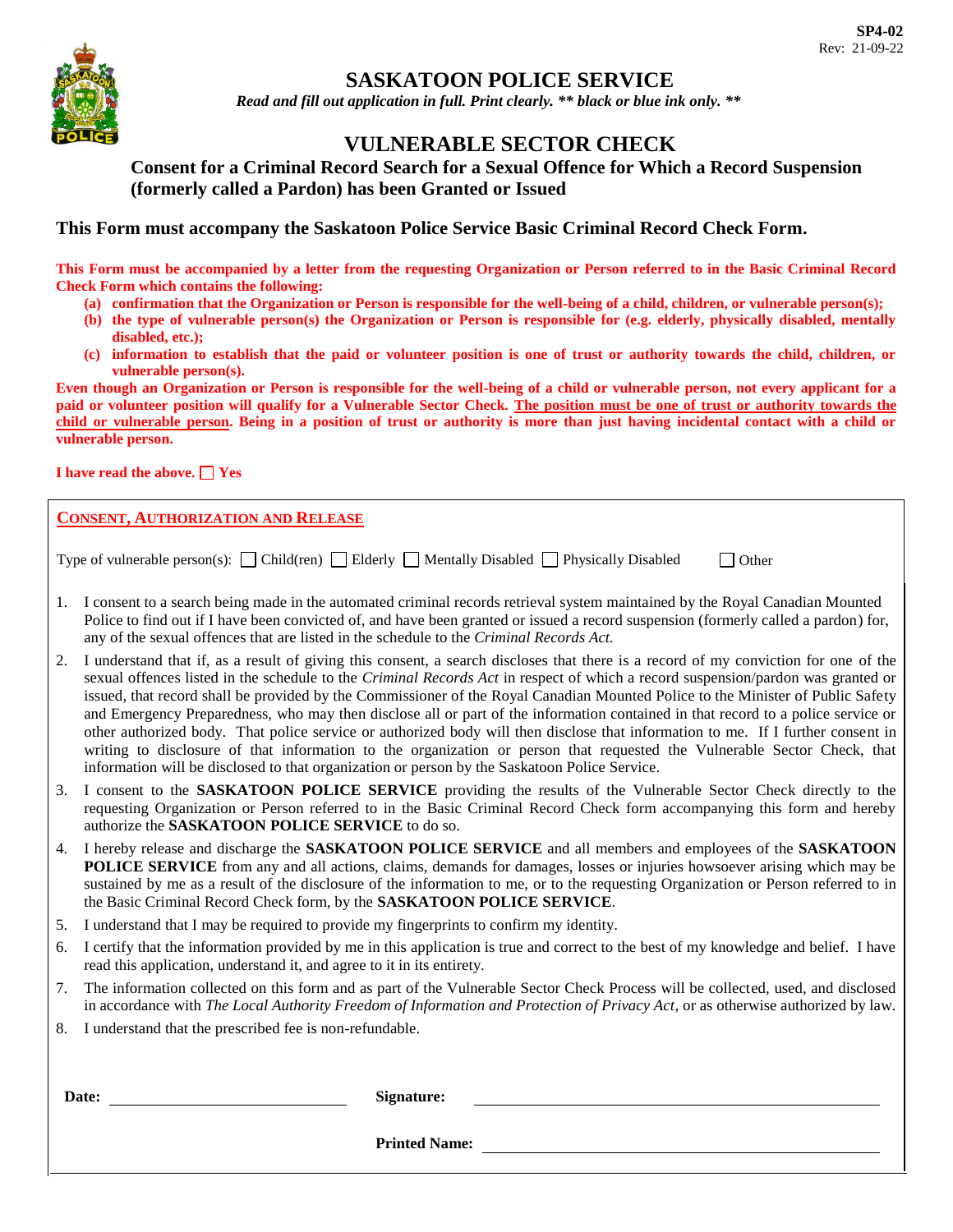SP4-02
Rev: 21-09-22

# SASKATOON POLICE SERVICE

*Read and fill out application in full. Print clearly. ** black or blue ink only. ***

## VULNERABLE SECTOR CHECK

### Consent for a Criminal Record Search for a Sexual Offence for Which a Record Suspension (formerly called a Pardon) has been Granted or Issued

### This Form must accompany the Saskatoon Police Service Basic Criminal Record Check Form.

**This Form must be accompanied by a letter from the requesting Organization or Person referred to in the Basic Criminal Record Check Form which contains the following:**

- **(a) confirmation that the Organization or Person is responsible for the well-being of a child, children, or vulnerable person(s);**
- **(b) the type of vulnerable person(s) the Organization or Person is responsible for (e.g. elderly, physically disabled, mentally disabled, etc.);**
- **(c) information to establish that the paid or volunteer position is one of trust or authority towards the child, children, or vulnerable person(s).**

**Even though an Organization or Person is responsible for the well-being of a child or vulnerable person, not every applicant for a paid or volunteer position will qualify for a Vulnerable Sector Check. <u>The position must be one of trust or authority towards the child or vulnerable person</u>. Being in a position of trust or authority is more than just having incidental contact with a child or vulnerable person.**

**I have read the above. ☐ Yes**

## CONSENT, AUTHORIZATION AND RELEASE

Type of vulnerable person(s): ☐ Child(ren) ☐ Elderly ☐ Mentally Disabled ☐ Physically Disabled ☐ Other

1. I consent to a search being made in the automated criminal records retrieval system maintained by the Royal Canadian Mounted Police to find out if I have been convicted of, and have been granted or issued a record suspension (formerly called a pardon) for, any of the sexual offences that are listed in the schedule to the *Criminal Records Act.*
2. I understand that if, as a result of giving this consent, a search discloses that there is a record of my conviction for one of the sexual offences listed in the schedule to the *Criminal Records Act* in respect of which a record suspension/pardon was granted or issued, that record shall be provided by the Commissioner of the Royal Canadian Mounted Police to the Minister of Public Safety and Emergency Preparedness, who may then disclose all or part of the information contained in that record to a police service or other authorized body. That police service or authorized body will then disclose that information to me. If I further consent in writing to disclosure of that information to the organization or person that requested the Vulnerable Sector Check, that information will be disclosed to that organization or person by the Saskatoon Police Service.
3. I consent to the **SASKATOON POLICE SERVICE** providing the results of the Vulnerable Sector Check directly to the requesting Organization or Person referred to in the Basic Criminal Record Check form accompanying this form and hereby authorize the **SASKATOON POLICE SERVICE** to do so.
4. I hereby release and discharge the **SASKATOON POLICE SERVICE** and all members and employees of the **SASKATOON POLICE SERVICE** from any and all actions, claims, demands for damages, losses or injuries howsoever arising which may be sustained by me as a result of the disclosure of the information to me, or to the requesting Organization or Person referred to in the Basic Criminal Record Check form, by the **SASKATOON POLICE SERVICE**.
5. I understand that I may be required to provide my fingerprints to confirm my identity.
6. I certify that the information provided by me in this application is true and correct to the best of my knowledge and belief. I have read this application, understand it, and agree to it in its entirety.
7. The information collected on this form and as part of the Vulnerable Sector Check Process will be collected, used, and disclosed in accordance with *The Local Authority Freedom of Information and Protection of Privacy Act*, or as otherwise authorized by law.
8. I understand that the prescribed fee is non-refundable.

**Date:** ______________________ **Signature:** ______________________

**Printed Name:** ______________________